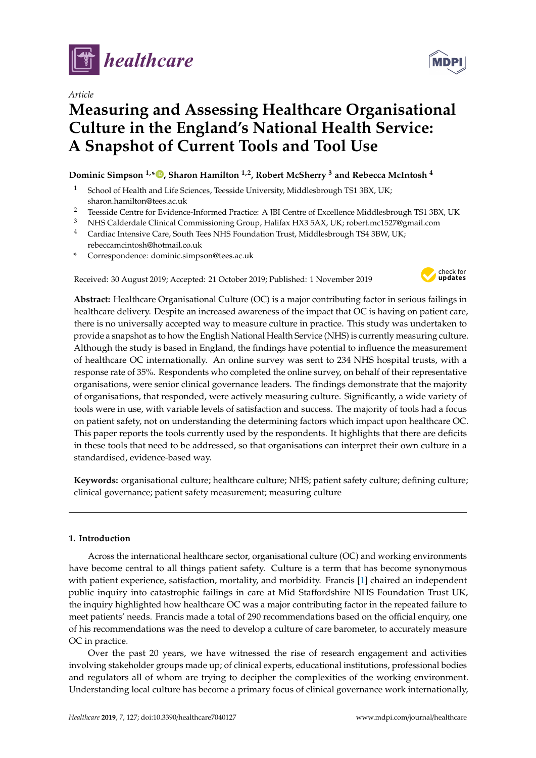*Article*

# Measuring and Assessing Healthcare Organisational Culture in the England's National Health Service: A Snapshot of Current Tools and Tool Use

**Dominic Simpson [1,*], Sharon Hamilton [1,2], Robert McSherry [3] and Rebecca McIntosh [4]**

[1] School of Health and Life Sciences, Teesside University, Middlesbrough TS1 3BX, UK; sharon.hamilton@tees.ac.uk
[2] Teesside Centre for Evidence-Informed Practice: A JBI Centre of Excellence Middlesbrough TS1 3BX, UK
[3] NHS Calderdale Clinical Commissioning Group, Halifax HX3 5AX, UK; robert.mc1527@gmail.com
[4] Cardiac Intensive Care, South Tees NHS Foundation Trust, Middlesbrough TS4 3BW, UK; rebeccamcintosh@hotmail.co.uk
[*] Correspondence: dominic.simpson@tees.ac.uk

Received: 30 August 2019; Accepted: 21 October 2019; Published: 1 November 2019

**Abstract:** Healthcare Organisational Culture (OC) is a major contributing factor in serious failings in healthcare delivery. Despite an increased awareness of the impact that OC is having on patient care, there is no universally accepted way to measure culture in practice. This study was undertaken to provide a snapshot as to how the English National Health Service (NHS) is currently measuring culture. Although the study is based in England, the findings have potential to influence the measurement of healthcare OC internationally. An online survey was sent to 234 NHS hospital trusts, with a response rate of 35%. Respondents who completed the online survey, on behalf of their representative organisations, were senior clinical governance leaders. The findings demonstrate that the majority of organisations, that responded, were actively measuring culture. Significantly, a wide variety of tools were in use, with variable levels of satisfaction and success. The majority of tools had a focus on patient safety, not on understanding the determining factors which impact upon healthcare OC. This paper reports the tools currently used by the respondents. It highlights that there are deficits in these tools that need to be addressed, so that organisations can interpret their own culture in a standardised, evidence-based way.

**Keywords:** organisational culture; healthcare culture; NHS; patient safety culture; defining culture; clinical governance; patient safety measurement; measuring culture

## 1. Introduction

Across the international healthcare sector, organisational culture (OC) and working environments have become central to all things patient safety. Culture is a term that has become synonymous with patient experience, satisfaction, mortality, and morbidity. Francis [1] chaired an independent public inquiry into catastrophic failings in care at Mid Staffordshire NHS Foundation Trust UK, the inquiry highlighted how healthcare OC was a major contributing factor in the repeated failure to meet patients' needs. Francis made a total of 290 recommendations based on the official enquiry, one of his recommendations was the need to develop a culture of care barometer, to accurately measure OC in practice.

Over the past 20 years, we have witnessed the rise of research engagement and activities involving stakeholder groups made up; of clinical experts, educational institutions, professional bodies and regulators all of whom are trying to decipher the complexities of the working environment. Understanding local culture has become a primary focus of clinical governance work internationally,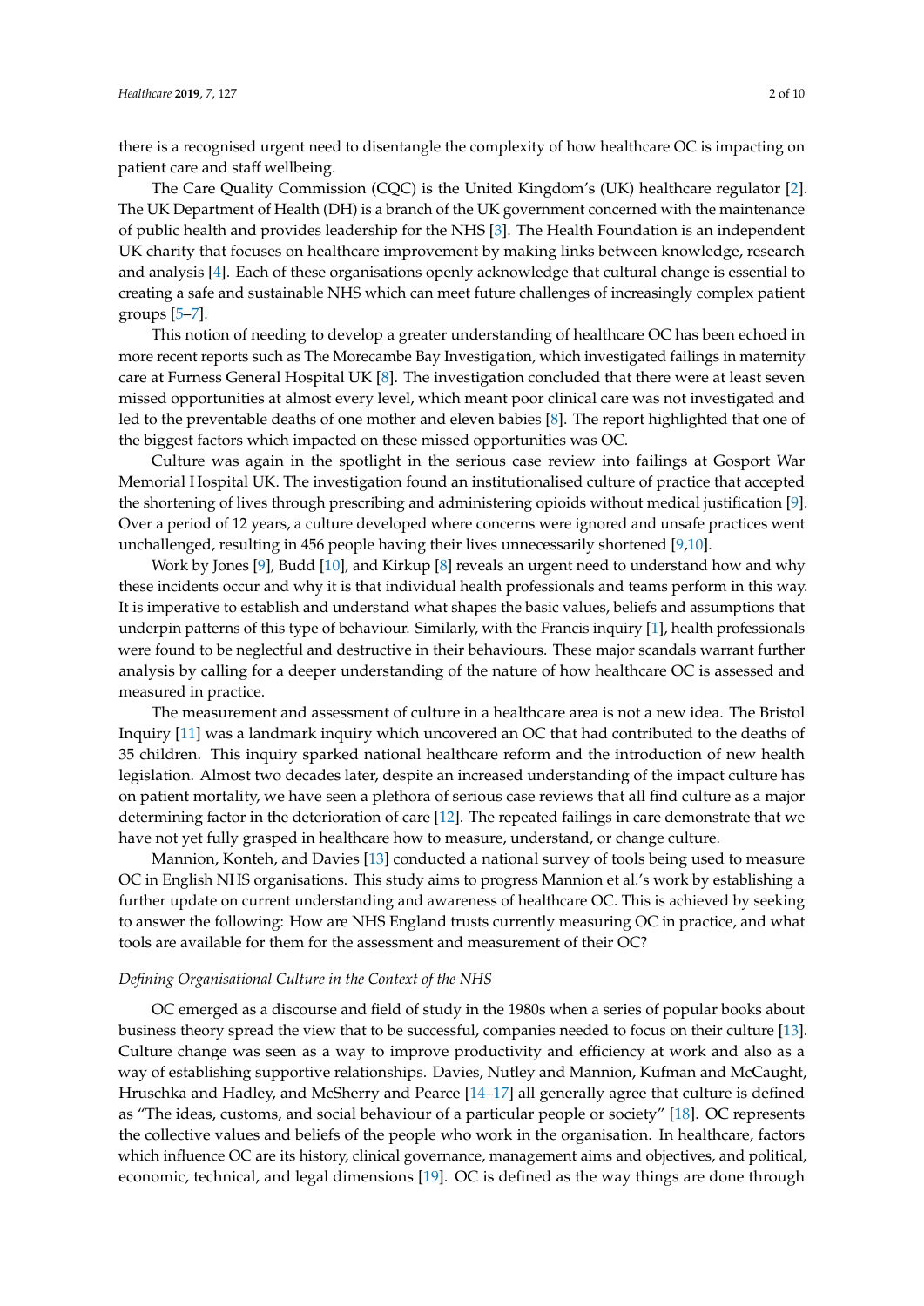there is a recognised urgent need to disentangle the complexity of how healthcare OC is impacting on patient care and staff wellbeing.

The Care Quality Commission (CQC) is the United Kingdom's (UK) healthcare regulator [2]. The UK Department of Health (DH) is a branch of the UK government concerned with the maintenance of public health and provides leadership for the NHS [3]. The Health Foundation is an independent UK charity that focuses on healthcare improvement by making links between knowledge, research and analysis [4]. Each of these organisations openly acknowledge that cultural change is essential to creating a safe and sustainable NHS which can meet future challenges of increasingly complex patient groups [5–7].

This notion of needing to develop a greater understanding of healthcare OC has been echoed in more recent reports such as The Morecambe Bay Investigation, which investigated failings in maternity care at Furness General Hospital UK [8]. The investigation concluded that there were at least seven missed opportunities at almost every level, which meant poor clinical care was not investigated and led to the preventable deaths of one mother and eleven babies [8]. The report highlighted that one of the biggest factors which impacted on these missed opportunities was OC.

Culture was again in the spotlight in the serious case review into failings at Gosport War Memorial Hospital UK. The investigation found an institutionalised culture of practice that accepted the shortening of lives through prescribing and administering opioids without medical justification [9]. Over a period of 12 years, a culture developed where concerns were ignored and unsafe practices went unchallenged, resulting in 456 people having their lives unnecessarily shortened [9,10].

Work by Jones [9], Budd [10], and Kirkup [8] reveals an urgent need to understand how and why these incidents occur and why it is that individual health professionals and teams perform in this way. It is imperative to establish and understand what shapes the basic values, beliefs and assumptions that underpin patterns of this type of behaviour. Similarly, with the Francis inquiry [1], health professionals were found to be neglectful and destructive in their behaviours. These major scandals warrant further analysis by calling for a deeper understanding of the nature of how healthcare OC is assessed and measured in practice.

The measurement and assessment of culture in a healthcare area is not a new idea. The Bristol Inquiry [11] was a landmark inquiry which uncovered an OC that had contributed to the deaths of 35 children. This inquiry sparked national healthcare reform and the introduction of new health legislation. Almost two decades later, despite an increased understanding of the impact culture has on patient mortality, we have seen a plethora of serious case reviews that all find culture as a major determining factor in the deterioration of care [12]. The repeated failings in care demonstrate that we have not yet fully grasped in healthcare how to measure, understand, or change culture.

Mannion, Konteh, and Davies [13] conducted a national survey of tools being used to measure OC in English NHS organisations. This study aims to progress Mannion et al.'s work by establishing a further update on current understanding and awareness of healthcare OC. This is achieved by seeking to answer the following: How are NHS England trusts currently measuring OC in practice, and what tools are available for them for the assessment and measurement of their OC?

*Defining Organisational Culture in the Context of the NHS*

OC emerged as a discourse and field of study in the 1980s when a series of popular books about business theory spread the view that to be successful, companies needed to focus on their culture [13]. Culture change was seen as a way to improve productivity and efficiency at work and also as a way of establishing supportive relationships. Davies, Nutley and Mannion, Kufman and McCaught, Hruschka and Hadley, and McSherry and Pearce [14–17] all generally agree that culture is defined as "The ideas, customs, and social behaviour of a particular people or society" [18]. OC represents the collective values and beliefs of the people who work in the organisation. In healthcare, factors which influence OC are its history, clinical governance, management aims and objectives, and political, economic, technical, and legal dimensions [19]. OC is defined as the way things are done through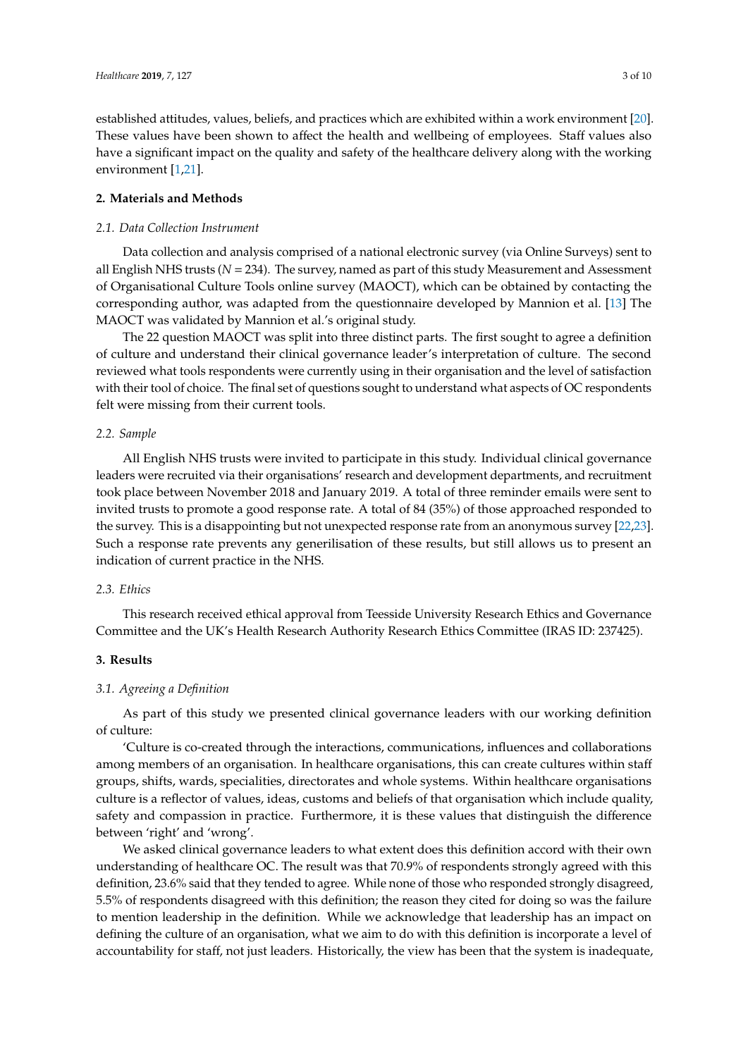established attitudes, values, beliefs, and practices which are exhibited within a work environment [20]. These values have been shown to affect the health and wellbeing of employees. Staff values also have a significant impact on the quality and safety of the healthcare delivery along with the working environment [1,21].

## 2. Materials and Methods

### *2.1. Data Collection Instrument*

Data collection and analysis comprised of a national electronic survey (via Online Surveys) sent to all English NHS trusts ($N = 234$). The survey, named as part of this study Measurement and Assessment of Organisational Culture Tools online survey (MAOCT), which can be obtained by contacting the corresponding author, was adapted from the questionnaire developed by Mannion et al. [13] The MAOCT was validated by Mannion et al.'s original study.

The 22 question MAOCT was split into three distinct parts. The first sought to agree a definition of culture and understand their clinical governance leader's interpretation of culture. The second reviewed what tools respondents were currently using in their organisation and the level of satisfaction with their tool of choice. The final set of questions sought to understand what aspects of OC respondents felt were missing from their current tools.

### *2.2. Sample*

All English NHS trusts were invited to participate in this study. Individual clinical governance leaders were recruited via their organisations' research and development departments, and recruitment took place between November 2018 and January 2019. A total of three reminder emails were sent to invited trusts to promote a good response rate. A total of 84 (35%) of those approached responded to the survey. This is a disappointing but not unexpected response rate from an anonymous survey [22,23]. Such a response rate prevents any generilisation of these results, but still allows us to present an indication of current practice in the NHS.

### *2.3. Ethics*

This research received ethical approval from Teesside University Research Ethics and Governance Committee and the UK's Health Research Authority Research Ethics Committee (IRAS ID: 237425).

## 3. Results

### *3.1. Agreeing a Definition*

As part of this study we presented clinical governance leaders with our working definition of culture:

'Culture is co-created through the interactions, communications, influences and collaborations among members of an organisation. In healthcare organisations, this can create cultures within staff groups, shifts, wards, specialities, directorates and whole systems. Within healthcare organisations culture is a reflector of values, ideas, customs and beliefs of that organisation which include quality, safety and compassion in practice. Furthermore, it is these values that distinguish the difference between 'right' and 'wrong'.

We asked clinical governance leaders to what extent does this definition accord with their own understanding of healthcare OC. The result was that 70.9% of respondents strongly agreed with this definition, 23.6% said that they tended to agree. While none of those who responded strongly disagreed, 5.5% of respondents disagreed with this definition; the reason they cited for doing so was the failure to mention leadership in the definition. While we acknowledge that leadership has an impact on defining the culture of an organisation, what we aim to do with this definition is incorporate a level of accountability for staff, not just leaders. Historically, the view has been that the system is inadequate,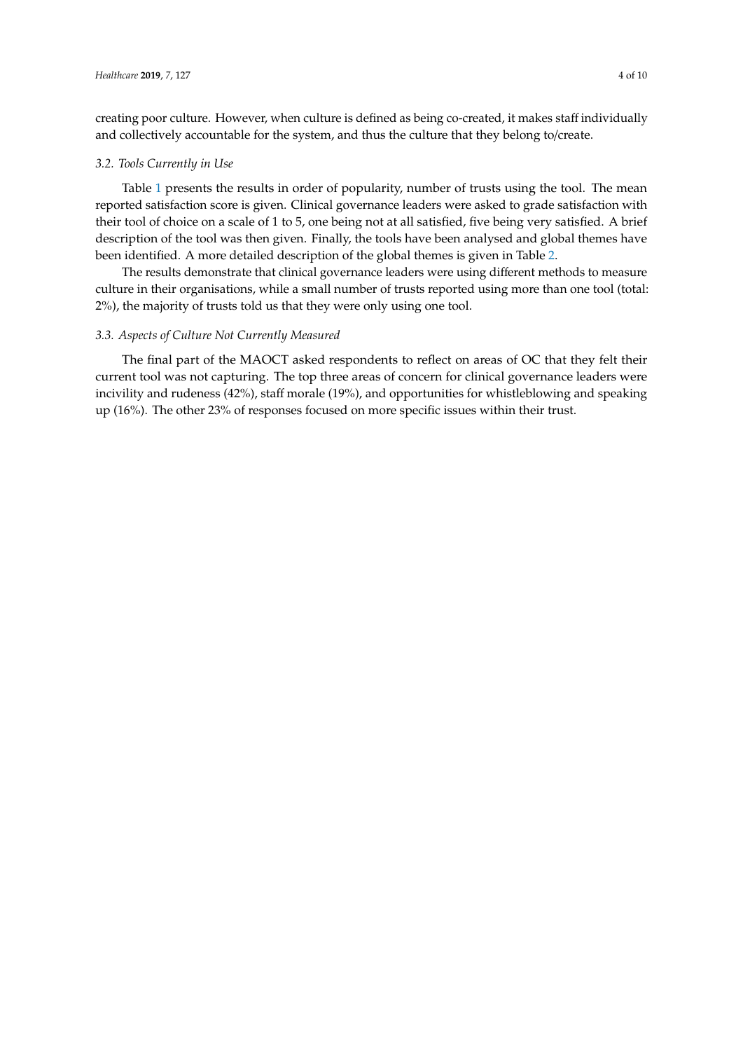creating poor culture. However, when culture is defined as being co-created, it makes staff individually and collectively accountable for the system, and thus the culture that they belong to/create.

### *3.2. Tools Currently in Use*

Table 1 presents the results in order of popularity, number of trusts using the tool. The mean reported satisfaction score is given. Clinical governance leaders were asked to grade satisfaction with their tool of choice on a scale of 1 to 5, one being not at all satisfied, five being very satisfied. A brief description of the tool was then given. Finally, the tools have been analysed and global themes have been identified. A more detailed description of the global themes is given in Table 2.

The results demonstrate that clinical governance leaders were using different methods to measure culture in their organisations, while a small number of trusts reported using more than one tool (total: 2%), the majority of trusts told us that they were only using one tool.

### *3.3. Aspects of Culture Not Currently Measured*

The final part of the MAOCT asked respondents to reflect on areas of OC that they felt their current tool was not capturing. The top three areas of concern for clinical governance leaders were incivility and rudeness (42%), staff morale (19%), and opportunities for whistleblowing and speaking up (16%). The other 23% of responses focused on more specific issues within their trust.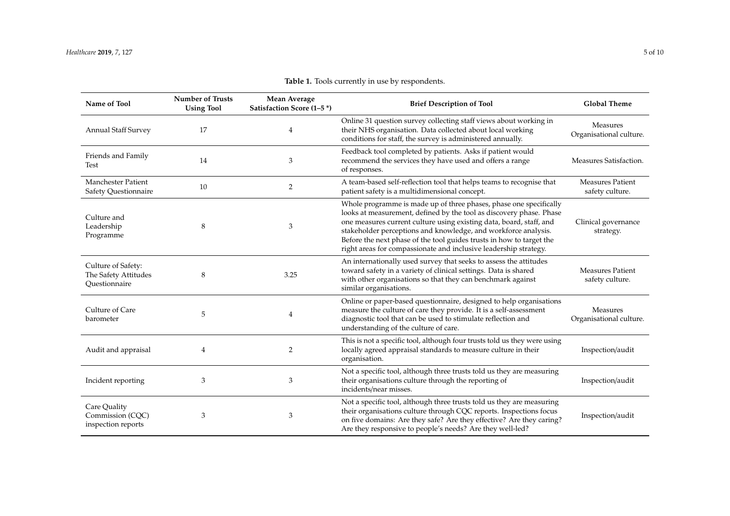**Table 1.** Tools currently in use by respondents.

| Name of Tool | Number of Trusts Using Tool | Mean Average Satisfaction Score (1–5 *) | Brief Description of Tool | Global Theme |
|---|---|---|---|---|
| Annual Staff Survey | 17 | 4 | Online 31 question survey collecting staff views about working in their NHS organisation. Data collected about local working conditions for staff, the survey is administered annually. | Measures Organisational culture. |
| Friends and Family Test | 14 | 3 | Feedback tool completed by patients. Asks if patient would recommend the services they have used and offers a range of responses. | Measures Satisfaction. |
| Manchester Patient Safety Questionnaire | 10 | 2 | A team-based self-reflection tool that helps teams to recognise that patient safety is a multidimensional concept. | Measures Patient safety culture. |
| Culture and Leadership Programme | 8 | 3 | Whole programme is made up of three phases, phase one specifically looks at measurement, defined by the tool as discovery phase. Phase one measures current culture using existing data, board, staff, and stakeholder perceptions and knowledge, and workforce analysis. Before the next phase of the tool guides trusts in how to target the right areas for compassionate and inclusive leadership strategy. | Clinical governance strategy. |
| Culture of Safety: The Safety Attitudes Questionnaire | 8 | 3.25 | An internationally used survey that seeks to assess the attitudes toward safety in a variety of clinical settings. Data is shared with other organisations so that they can benchmark against similar organisations. | Measures Patient safety culture. |
| Culture of Care barometer | 5 | 4 | Online or paper-based questionnaire, designed to help organisations measure the culture of care they provide. It is a self-assessment diagnostic tool that can be used to stimulate reflection and understanding of the culture of care. | Measures Organisational culture. |
| Audit and appraisal | 4 | 2 | This is not a specific tool, although four trusts told us they were using locally agreed appraisal standards to measure culture in their organisation. | Inspection/audit |
| Incident reporting | 3 | 3 | Not a specific tool, although three trusts told us they are measuring their organisations culture through the reporting of incidents/near misses. | Inspection/audit |
| Care Quality Commission (CQC) inspection reports | 3 | 3 | Not a specific tool, although three trusts told us they are measuring their organisations culture through CQC reports. Inspections focus on five domains: Are they safe? Are they effective? Are they caring? Are they responsive to people's needs? Are they well-led? | Inspection/audit |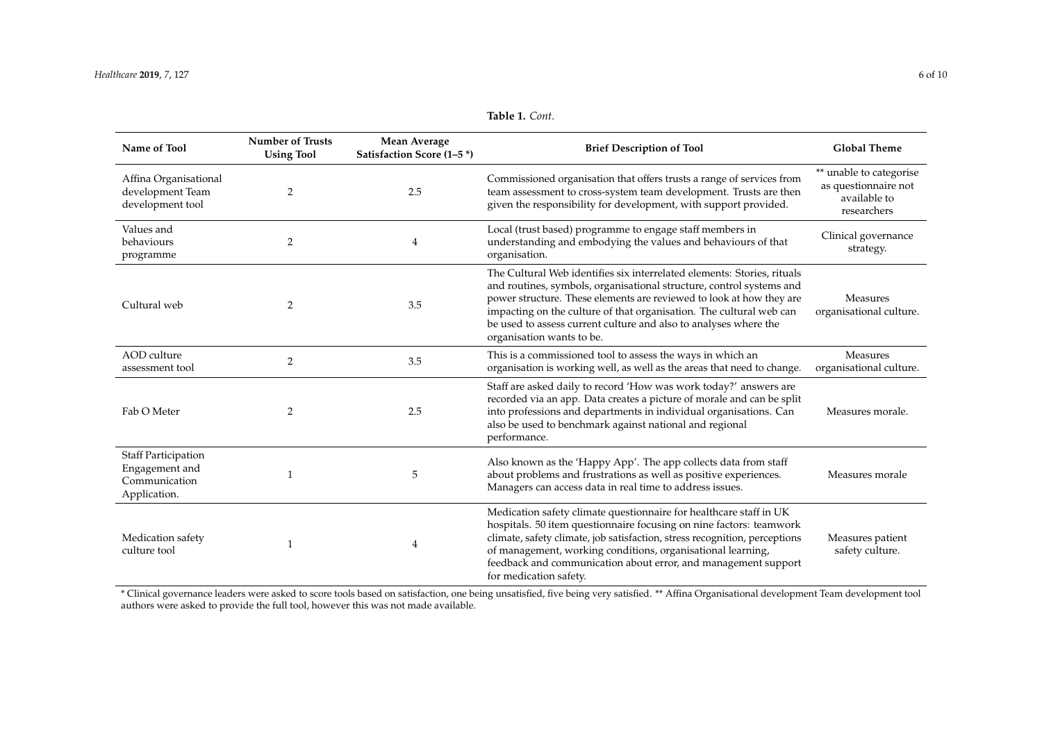**Table 1.** *Cont.*

| Name of Tool | Number of Trusts Using Tool | Mean Average Satisfaction Score (1–5 *) | Brief Description of Tool | Global Theme |
|---|---|---|---|---|
| Affina Organisational development Team development tool | 2 | 2.5 | Commissioned organisation that offers trusts a range of services from team assessment to cross-system team development. Trusts are then given the responsibility for development, with support provided. | ** unable to categorise as questionnaire not available to researchers |
| Values and behaviours programme | 2 | 4 | Local (trust based) programme to engage staff members in understanding and embodying the values and behaviours of that organisation. | Clinical governance strategy. |
| Cultural web | 2 | 3.5 | The Cultural Web identifies six interrelated elements: Stories, rituals and routines, symbols, organisational structure, control systems and power structure. These elements are reviewed to look at how they are impacting on the culture of that organisation. The cultural web can be used to assess current culture and also to analyses where the organisation wants to be. | Measures organisational culture. |
| AOD culture assessment tool | 2 | 3.5 | This is a commissioned tool to assess the ways in which an organisation is working well, as well as the areas that need to change. | Measures organisational culture. |
| Fab O Meter | 2 | 2.5 | Staff are asked daily to record 'How was work today?' answers are recorded via an app. Data creates a picture of morale and can be split into professions and departments in individual organisations. Can also be used to benchmark against national and regional performance. | Measures morale. |
| Staff Participation Engagement and Communication Application. | 1 | 5 | Also known as the 'Happy App'. The app collects data from staff about problems and frustrations as well as positive experiences. Managers can access data in real time to address issues. | Measures morale |
| Medication safety culture tool | 1 | 4 | Medication safety climate questionnaire for healthcare staff in UK hospitals. 50 item questionnaire focusing on nine factors: teamwork climate, safety climate, job satisfaction, stress recognition, perceptions of management, working conditions, organisational learning, feedback and communication about error, and management support for medication safety. | Measures patient safety culture. |

* Clinical governance leaders were asked to score tools based on satisfaction, one being unsatisfied, five being very satisfied. ** Affina Organisational development Team development tool authors were asked to provide the full tool, however this was not made available.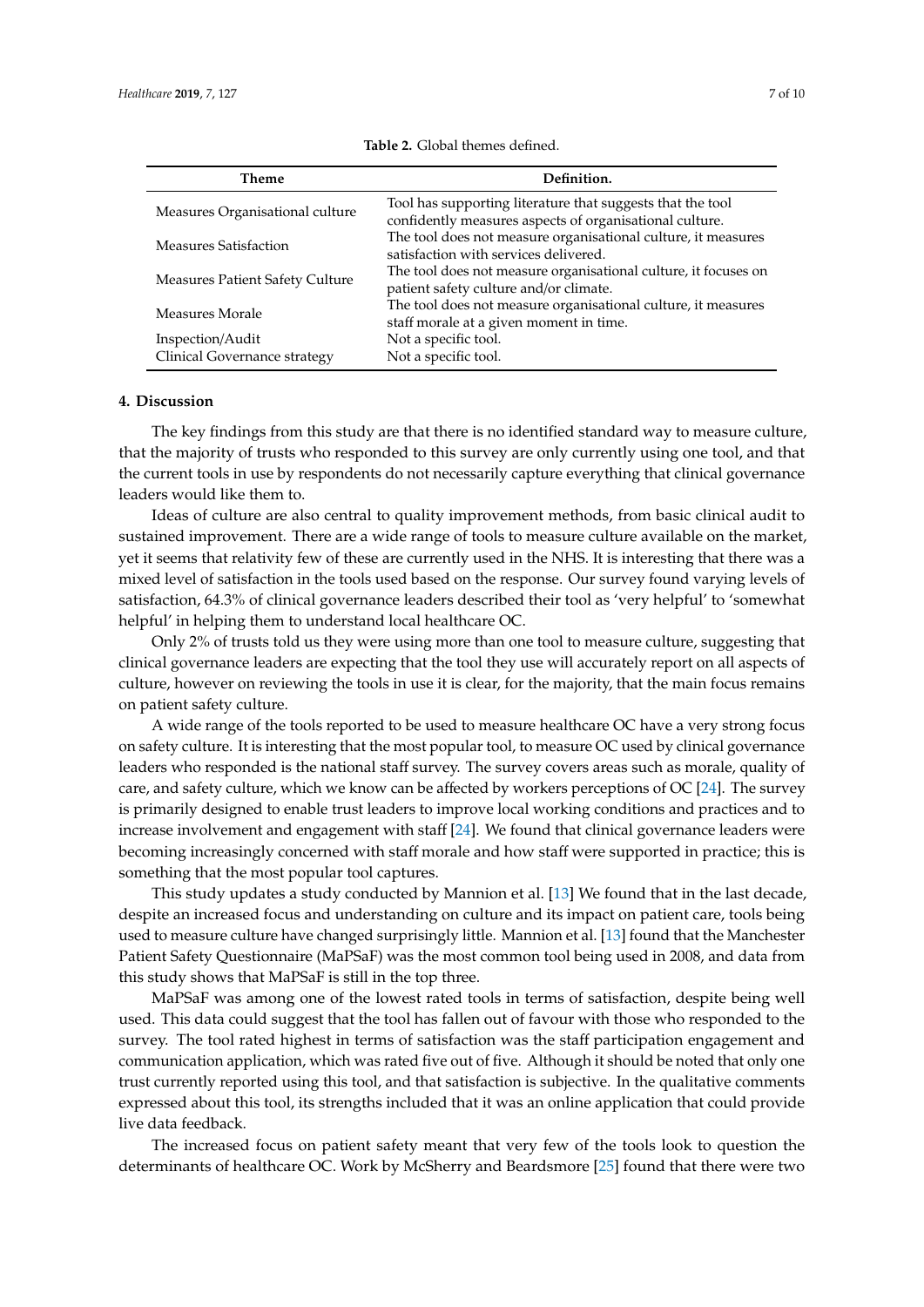**Table 2.** Global themes defined.

| Theme | Definition. |
|---|---|
| Measures Organisational culture | Tool has supporting literature that suggests that the tool confidently measures aspects of organisational culture. |
| Measures Satisfaction | The tool does not measure organisational culture, it measures satisfaction with services delivered. |
| Measures Patient Safety Culture | The tool does not measure organisational culture, it focuses on patient safety culture and/or climate. |
| Measures Morale | The tool does not measure organisational culture, it measures staff morale at a given moment in time. |
| Inspection/Audit | Not a specific tool. |
| Clinical Governance strategy | Not a specific tool. |

## 4. Discussion

The key findings from this study are that there is no identified standard way to measure culture, that the majority of trusts who responded to this survey are only currently using one tool, and that the current tools in use by respondents do not necessarily capture everything that clinical governance leaders would like them to.

Ideas of culture are also central to quality improvement methods, from basic clinical audit to sustained improvement. There are a wide range of tools to measure culture available on the market, yet it seems that relativity few of these are currently used in the NHS. It is interesting that there was a mixed level of satisfaction in the tools used based on the response. Our survey found varying levels of satisfaction, 64.3% of clinical governance leaders described their tool as 'very helpful' to 'somewhat helpful' in helping them to understand local healthcare OC.

Only 2% of trusts told us they were using more than one tool to measure culture, suggesting that clinical governance leaders are expecting that the tool they use will accurately report on all aspects of culture, however on reviewing the tools in use it is clear, for the majority, that the main focus remains on patient safety culture.

A wide range of the tools reported to be used to measure healthcare OC have a very strong focus on safety culture. It is interesting that the most popular tool, to measure OC used by clinical governance leaders who responded is the national staff survey. The survey covers areas such as morale, quality of care, and safety culture, which we know can be affected by workers perceptions of OC [24]. The survey is primarily designed to enable trust leaders to improve local working conditions and practices and to increase involvement and engagement with staff [24]. We found that clinical governance leaders were becoming increasingly concerned with staff morale and how staff were supported in practice; this is something that the most popular tool captures.

This study updates a study conducted by Mannion et al. [13] We found that in the last decade, despite an increased focus and understanding on culture and its impact on patient care, tools being used to measure culture have changed surprisingly little. Mannion et al. [13] found that the Manchester Patient Safety Questionnaire (MaPSaF) was the most common tool being used in 2008, and data from this study shows that MaPSaF is still in the top three.

MaPSaF was among one of the lowest rated tools in terms of satisfaction, despite being well used. This data could suggest that the tool has fallen out of favour with those who responded to the survey. The tool rated highest in terms of satisfaction was the staff participation engagement and communication application, which was rated five out of five. Although it should be noted that only one trust currently reported using this tool, and that satisfaction is subjective. In the qualitative comments expressed about this tool, its strengths included that it was an online application that could provide live data feedback.

The increased focus on patient safety meant that very few of the tools look to question the determinants of healthcare OC. Work by McSherry and Beardsmore [25] found that there were two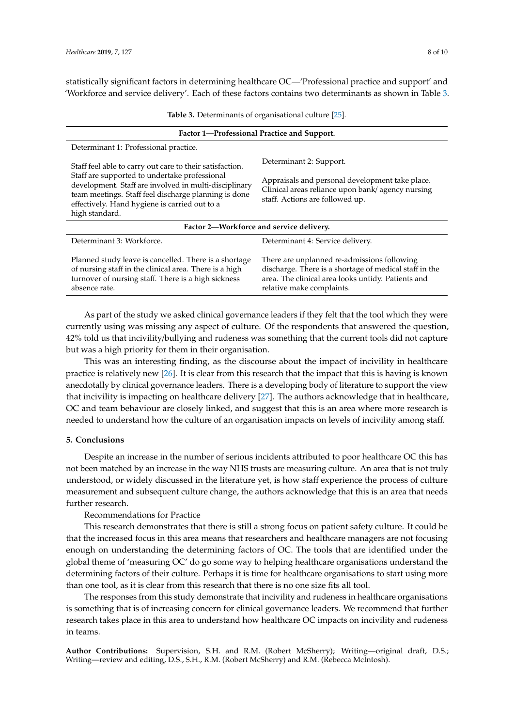statistically significant factors in determining healthcare OC—'Professional practice and support' and 'Workforce and service delivery'. Each of these factors contains two determinants as shown in Table 3.

**Table 3.** Determinants of organisational culture [25].

| **Factor 1—Professional Practice and Support.** | |
| --- | --- |
| Determinant 1: Professional practice. Staff feel able to carry out care to their satisfaction. Staff are supported to undertake professional development. Staff are involved in multi-disciplinary team meetings. Staff feel discharge planning is done effectively. Hand hygiene is carried out to a high standard. | Determinant 2: Support. Appraisals and personal development take place. Clinical areas reliance upon bank/ agency nursing staff. Actions are followed up. |
| **Factor 2—Workforce and service delivery.** | |
| Determinant 3: Workforce. Planned study leave is cancelled. There is a shortage of nursing staff in the clinical area. There is a high turnover of nursing staff. There is a high sickness absence rate. | Determinant 4: Service delivery. There are unplanned re-admissions following discharge. There is a shortage of medical staff in the area. The clinical area looks untidy. Patients and relative make complaints. |

As part of the study we asked clinical governance leaders if they felt that the tool which they were currently using was missing any aspect of culture. Of the respondents that answered the question, 42% told us that incivility/bullying and rudeness was something that the current tools did not capture but was a high priority for them in their organisation.

This was an interesting finding, as the discourse about the impact of incivility in healthcare practice is relatively new [26]. It is clear from this research that the impact that this is having is known anecdotally by clinical governance leaders. There is a developing body of literature to support the view that incivility is impacting on healthcare delivery [27]. The authors acknowledge that in healthcare, OC and team behaviour are closely linked, and suggest that this is an area where more research is needed to understand how the culture of an organisation impacts on levels of incivility among staff.

## 5. Conclusions

Despite an increase in the number of serious incidents attributed to poor healthcare OC this has not been matched by an increase in the way NHS trusts are measuring culture. An area that is not truly understood, or widely discussed in the literature yet, is how staff experience the process of culture measurement and subsequent culture change, the authors acknowledge that this is an area that needs further research.

Recommendations for Practice

This research demonstrates that there is still a strong focus on patient safety culture. It could be that the increased focus in this area means that researchers and healthcare managers are not focusing enough on understanding the determining factors of OC. The tools that are identified under the global theme of 'measuring OC' do go some way to helping healthcare organisations understand the determining factors of their culture. Perhaps it is time for healthcare organisations to start using more than one tool, as it is clear from this research that there is no one size fits all tool.

The responses from this study demonstrate that incivility and rudeness in healthcare organisations is something that is of increasing concern for clinical governance leaders. We recommend that further research takes place in this area to understand how healthcare OC impacts on incivility and rudeness in teams.

**Author Contributions:** Supervision, S.H. and R.M. (Robert McSherry); Writing—original draft, D.S.; Writing—review and editing, D.S., S.H., R.M. (Robert McSherry) and R.M. (Rebecca McIntosh).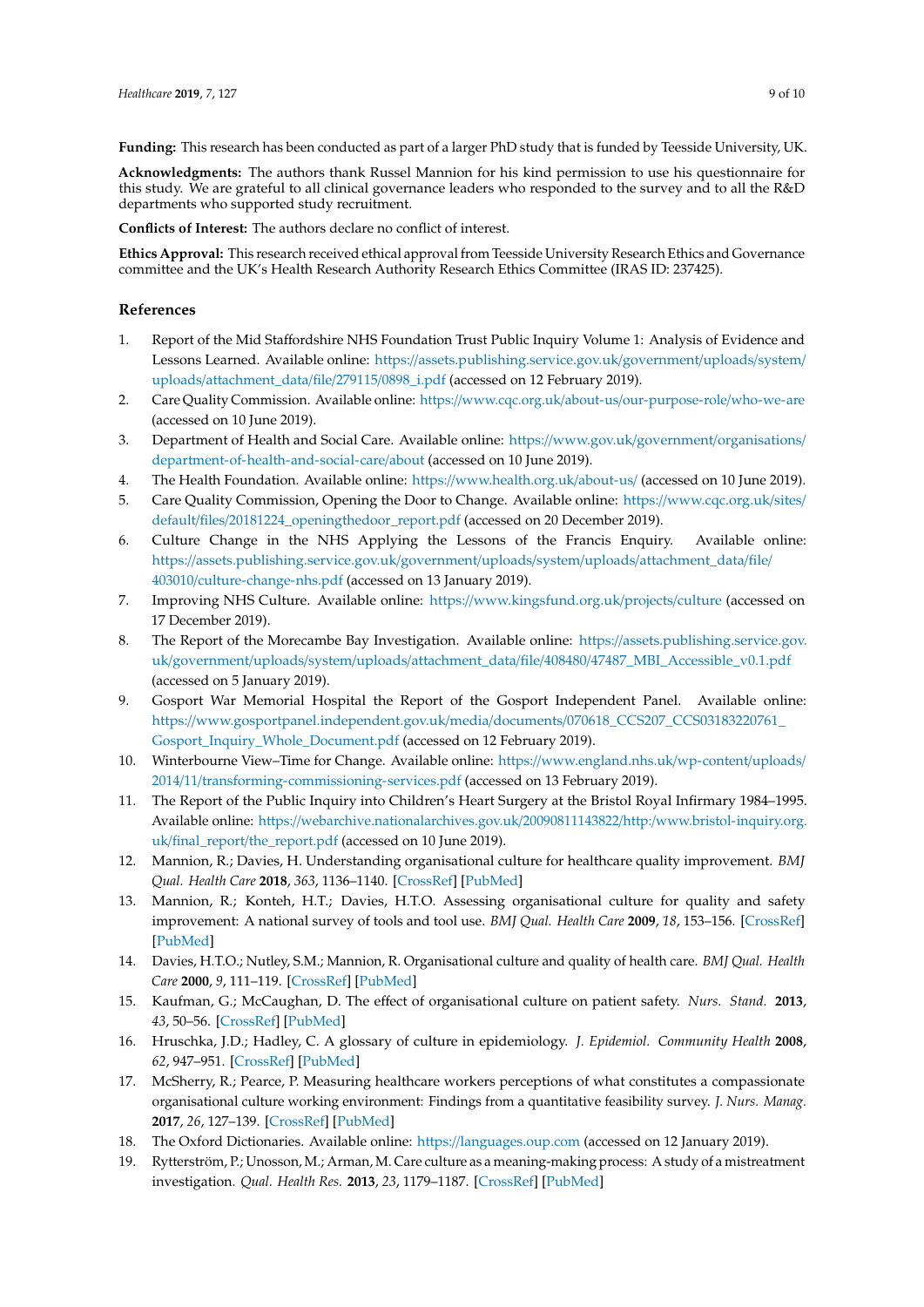**Funding:** This research has been conducted as part of a larger PhD study that is funded by Teesside University, UK.

**Acknowledgments:** The authors thank Russel Mannion for his kind permission to use his questionnaire for this study. We are grateful to all clinical governance leaders who responded to the survey and to all the R&D departments who supported study recruitment.

**Conflicts of Interest:** The authors declare no conflict of interest.

**Ethics Approval:** This research received ethical approval from Teesside University Research Ethics and Governance committee and the UK's Health Research Authority Research Ethics Committee (IRAS ID: 237425).

## References

1. Report of the Mid Staffordshire NHS Foundation Trust Public Inquiry Volume 1: Analysis of Evidence and Lessons Learned. Available online: https://assets.publishing.service.gov.uk/government/uploads/system/uploads/attachment_data/file/279115/0898_i.pdf (accessed on 12 February 2019).
2. Care Quality Commission. Available online: https://www.cqc.org.uk/about-us/our-purpose-role/who-we-are (accessed on 10 June 2019).
3. Department of Health and Social Care. Available online: https://www.gov.uk/government/organisations/department-of-health-and-social-care/about (accessed on 10 June 2019).
4. The Health Foundation. Available online: https://www.health.org.uk/about-us/ (accessed on 10 June 2019).
5. Care Quality Commission, Opening the Door to Change. Available online: https://www.cqc.org.uk/sites/default/files/20181224_openingthedoor_report.pdf (accessed on 20 December 2019).
6. Culture Change in the NHS Applying the Lessons of the Francis Enquiry. Available online: https://assets.publishing.service.gov.uk/government/uploads/system/uploads/attachment_data/file/403010/culture-change-nhs.pdf (accessed on 13 January 2019).
7. Improving NHS Culture. Available online: https://www.kingsfund.org.uk/projects/culture (accessed on 17 December 2019).
8. The Report of the Morecambe Bay Investigation. Available online: https://assets.publishing.service.gov.uk/government/uploads/system/uploads/attachment_data/file/408480/47487_MBI_Accessible_v0.1.pdf (accessed on 5 January 2019).
9. Gosport War Memorial Hospital the Report of the Gosport Independent Panel. Available online: https://www.gosportpanel.independent.gov.uk/media/documents/070618_CCS207_CCS03183220761_Gosport_Inquiry_Whole_Document.pdf (accessed on 12 February 2019).
10. Winterbourne View–Time for Change. Available online: https://www.england.nhs.uk/wp-content/uploads/2014/11/transforming-commissioning-services.pdf (accessed on 13 February 2019).
11. The Report of the Public Inquiry into Children's Heart Surgery at the Bristol Royal Infirmary 1984–1995. Available online: https://webarchive.nationalarchives.gov.uk/20090811143822/http:/www.bristol-inquiry.org.uk/final_report/the_report.pdf (accessed on 10 June 2019).
12. Mannion, R.; Davies, H. Understanding organisational culture for healthcare quality improvement. *BMJ Qual. Health Care* **2018**, *363*, 1136–1140. [CrossRef] [PubMed]
13. Mannion, R.; Konteh, H.T.; Davies, H.T.O. Assessing organisational culture for quality and safety improvement: A national survey of tools and tool use. *BMJ Qual. Health Care* **2009**, *18*, 153–156. [CrossRef] [PubMed]
14. Davies, H.T.O.; Nutley, S.M.; Mannion, R. Organisational culture and quality of health care. *BMJ Qual. Health Care* **2000**, *9*, 111–119. [CrossRef] [PubMed]
15. Kaufman, G.; McCaughan, D. The effect of organisational culture on patient safety. *Nurs. Stand.* **2013**, *43*, 50–56. [CrossRef] [PubMed]
16. Hruschka, J.D.; Hadley, C. A glossary of culture in epidemiology. *J. Epidemiol. Community Health* **2008**, *62*, 947–951. [CrossRef] [PubMed]
17. McSherry, R.; Pearce, P. Measuring healthcare workers perceptions of what constitutes a compassionate organisational culture working environment: Findings from a quantitative feasibility survey. *J. Nurs. Manag.* **2017**, *26*, 127–139. [CrossRef] [PubMed]
18. The Oxford Dictionaries. Available online: https://languages.oup.com (accessed on 12 January 2019).
19. Rytterström, P.; Unosson, M.; Arman, M. Care culture as a meaning-making process: A study of a mistreatment investigation. *Qual. Health Res.* **2013**, *23*, 1179–1187. [CrossRef] [PubMed]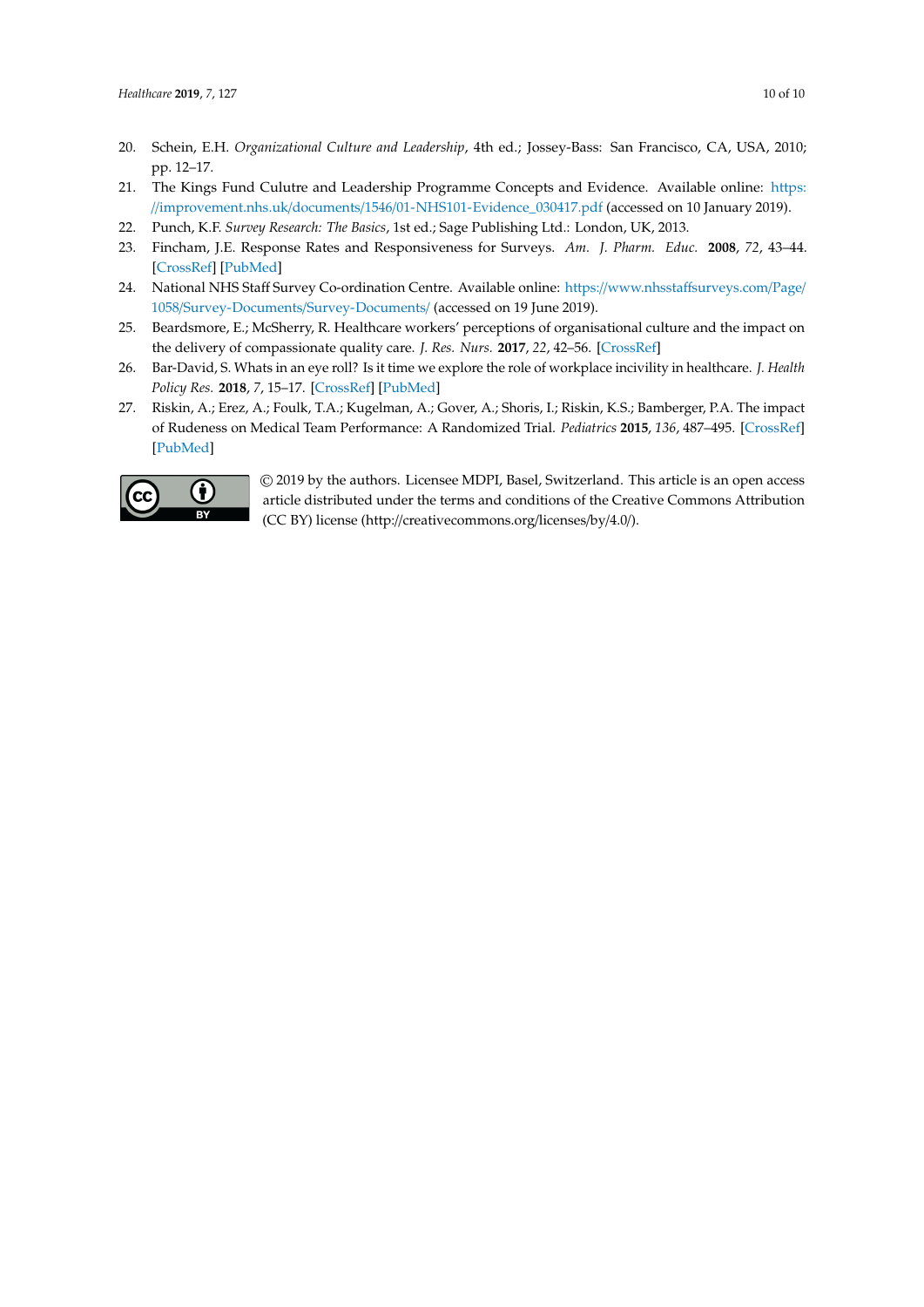20. Schein, E.H. *Organizational Culture and Leadership*, 4th ed.; Jossey-Bass: San Francisco, CA, USA, 2010; pp. 12–17.
21. The Kings Fund Culutre and Leadership Programme Concepts and Evidence. Available online: https://improvement.nhs.uk/documents/1546/01-NHS101-Evidence_030417.pdf (accessed on 10 January 2019).
22. Punch, K.F. *Survey Research: The Basics*, 1st ed.; Sage Publishing Ltd.: London, UK, 2013.
23. Fincham, J.E. Response Rates and Responsiveness for Surveys. *Am. J. Pharm. Educ.* **2008**, *72*, 43–44. [CrossRef] [PubMed]
24. National NHS Staff Survey Co-ordination Centre. Available online: https://www.nhsstaffsurveys.com/Page/1058/Survey-Documents/Survey-Documents/ (accessed on 19 June 2019).
25. Beardsmore, E.; McSherry, R. Healthcare workers' perceptions of organisational culture and the impact on the delivery of compassionate quality care. *J. Res. Nurs.* **2017**, *22*, 42–56. [CrossRef]
26. Bar-David, S. Whats in an eye roll? Is it time we explore the role of workplace incivility in healthcare. *J. Health Policy Res.* **2018**, *7*, 15–17. [CrossRef] [PubMed]
27. Riskin, A.; Erez, A.; Foulk, T.A.; Kugelman, A.; Gover, A.; Shoris, I.; Riskin, K.S.; Bamberger, P.A. The impact of Rudeness on Medical Team Performance: A Randomized Trial. *Pediatrics* **2015**, *136*, 487–495. [CrossRef] [PubMed]

© 2019 by the authors. Licensee MDPI, Basel, Switzerland. This article is an open access article distributed under the terms and conditions of the Creative Commons Attribution (CC BY) license (http://creativecommons.org/licenses/by/4.0/).